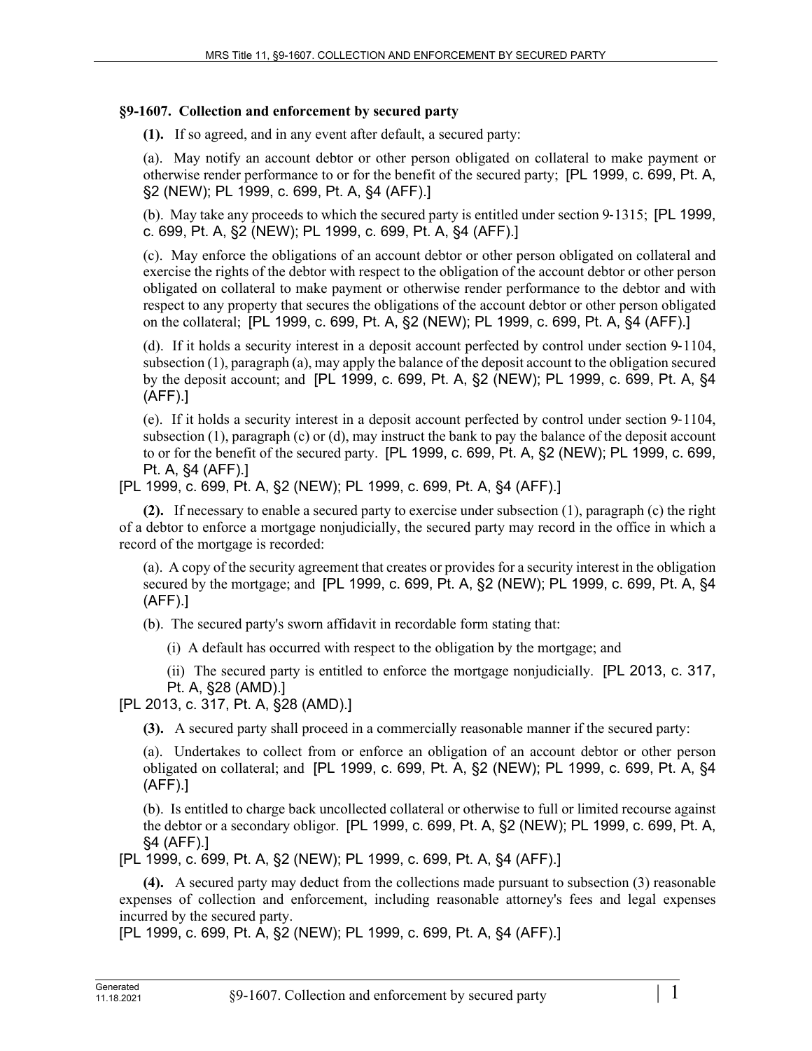## §9-1607. Collection and enforcement by secured party

**(1).** If so agreed, and in any event after default, a secured party:

(a). May notify an account debtor or other person obligated on collateral to make payment or otherwise render performance to or for the benefit of the secured party; [PL 1999, c. 699, Pt. A, §2 (NEW); PL 1999, c. 699, Pt. A, §4 (AFF).]

(b). May take any proceeds to which the secured party is entitled under section 9-1315; [PL 1999, c. 699, Pt. A, §2 (NEW); PL 1999, c. 699, Pt. A, §4 (AFF).]

(c). May enforce the obligations of an account debtor or other person obligated on collateral and exercise the rights of the debtor with respect to the obligation of the account debtor or other person obligated on collateral to make payment or otherwise render performance to the debtor and with respect to any property that secures the obligations of the account debtor or other person obligated on the collateral; [PL 1999, c. 699, Pt. A, §2 (NEW); PL 1999, c. 699, Pt. A, §4 (AFF).]

(d). If it holds a security interest in a deposit account perfected by control under section 9-1104, subsection (1), paragraph (a), may apply the balance of the deposit account to the obligation secured by the deposit account; and [PL 1999, c. 699, Pt. A, §2 (NEW); PL 1999, c. 699, Pt. A, §4 (AFF).]

(e). If it holds a security interest in a deposit account perfected by control under section 9-1104, subsection (1), paragraph (c) or (d), may instruct the bank to pay the balance of the deposit account to or for the benefit of the secured party. [PL 1999, c. 699, Pt. A, §2 (NEW); PL 1999, c. 699, Pt. A, §4 (AFF).]

[PL 1999, c. 699, Pt. A, §2 (NEW); PL 1999, c. 699, Pt. A, §4 (AFF).]

**(2).** If necessary to enable a secured party to exercise under subsection (1), paragraph (c) the right of a debtor to enforce a mortgage nonjudicially, the secured party may record in the office in which a record of the mortgage is recorded:

(a). A copy of the security agreement that creates or provides for a security interest in the obligation secured by the mortgage; and [PL 1999, c. 699, Pt. A, §2 (NEW); PL 1999, c. 699, Pt. A, §4 (AFF).]

(b). The secured party's sworn affidavit in recordable form stating that:

(i) A default has occurred with respect to the obligation by the mortgage; and

(ii) The secured party is entitled to enforce the mortgage nonjudicially. [PL 2013, c. 317, Pt. A, §28 (AMD).]

[PL 2013, c. 317, Pt. A, §28 (AMD).]

**(3).** A secured party shall proceed in a commercially reasonable manner if the secured party:

(a). Undertakes to collect from or enforce an obligation of an account debtor or other person obligated on collateral; and [PL 1999, c. 699, Pt. A, §2 (NEW); PL 1999, c. 699, Pt. A, §4 (AFF).]

(b). Is entitled to charge back uncollected collateral or otherwise to full or limited recourse against the debtor or a secondary obligor. [PL 1999, c. 699, Pt. A, §2 (NEW); PL 1999, c. 699, Pt. A, §4 (AFF).]

[PL 1999, c. 699, Pt. A, §2 (NEW); PL 1999, c. 699, Pt. A, §4 (AFF).]

**(4).** A secured party may deduct from the collections made pursuant to subsection (3) reasonable expenses of collection and enforcement, including reasonable attorney's fees and legal expenses incurred by the secured party.

[PL 1999, c. 699, Pt. A, §2 (NEW); PL 1999, c. 699, Pt. A, §4 (AFF).]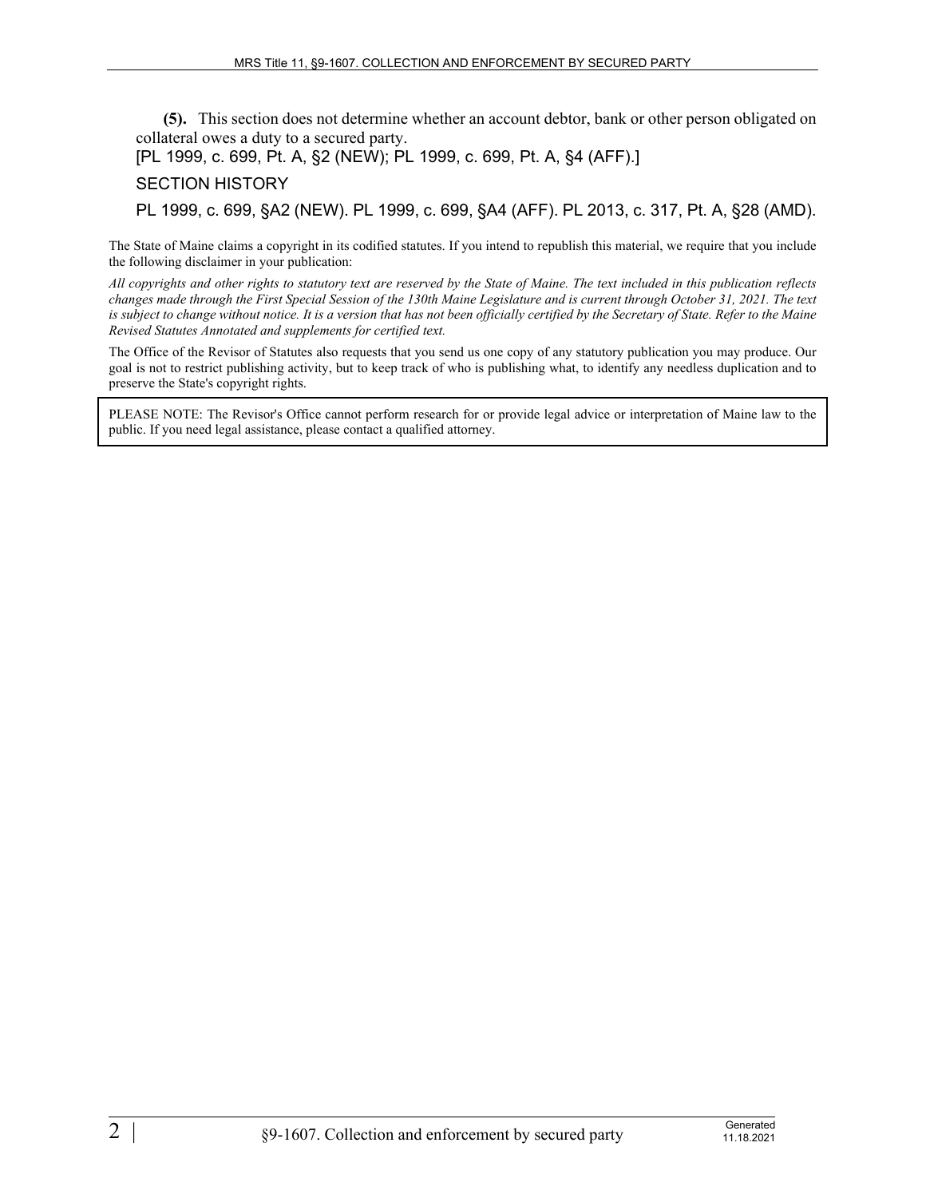**(5).** This section does not determine whether an account debtor, bank or other person obligated on collateral owes a duty to a secured party.

[PL 1999, c. 699, Pt. A, §2 (NEW); PL 1999, c. 699, Pt. A, §4 (AFF).]

SECTION HISTORY

PL 1999, c. 699, §A2 (NEW). PL 1999, c. 699, §A4 (AFF). PL 2013, c. 317, Pt. A, §28 (AMD).

The State of Maine claims a copyright in its codified statutes. If you intend to republish this material, we require that you include the following disclaimer in your publication:

*All copyrights and other rights to statutory text are reserved by the State of Maine. The text included in this publication reflects changes made through the First Special Session of the 130th Maine Legislature and is current through October 31, 2021. The text is subject to change without notice. It is a version that has not been officially certified by the Secretary of State. Refer to the Maine Revised Statutes Annotated and supplements for certified text.*

The Office of the Revisor of Statutes also requests that you send us one copy of any statutory publication you may produce. Our goal is not to restrict publishing activity, but to keep track of who is publishing what, to identify any needless duplication and to preserve the State's copyright rights.

PLEASE NOTE: The Revisor's Office cannot perform research for or provide legal advice or interpretation of Maine law to the public. If you need legal assistance, please contact a qualified attorney.